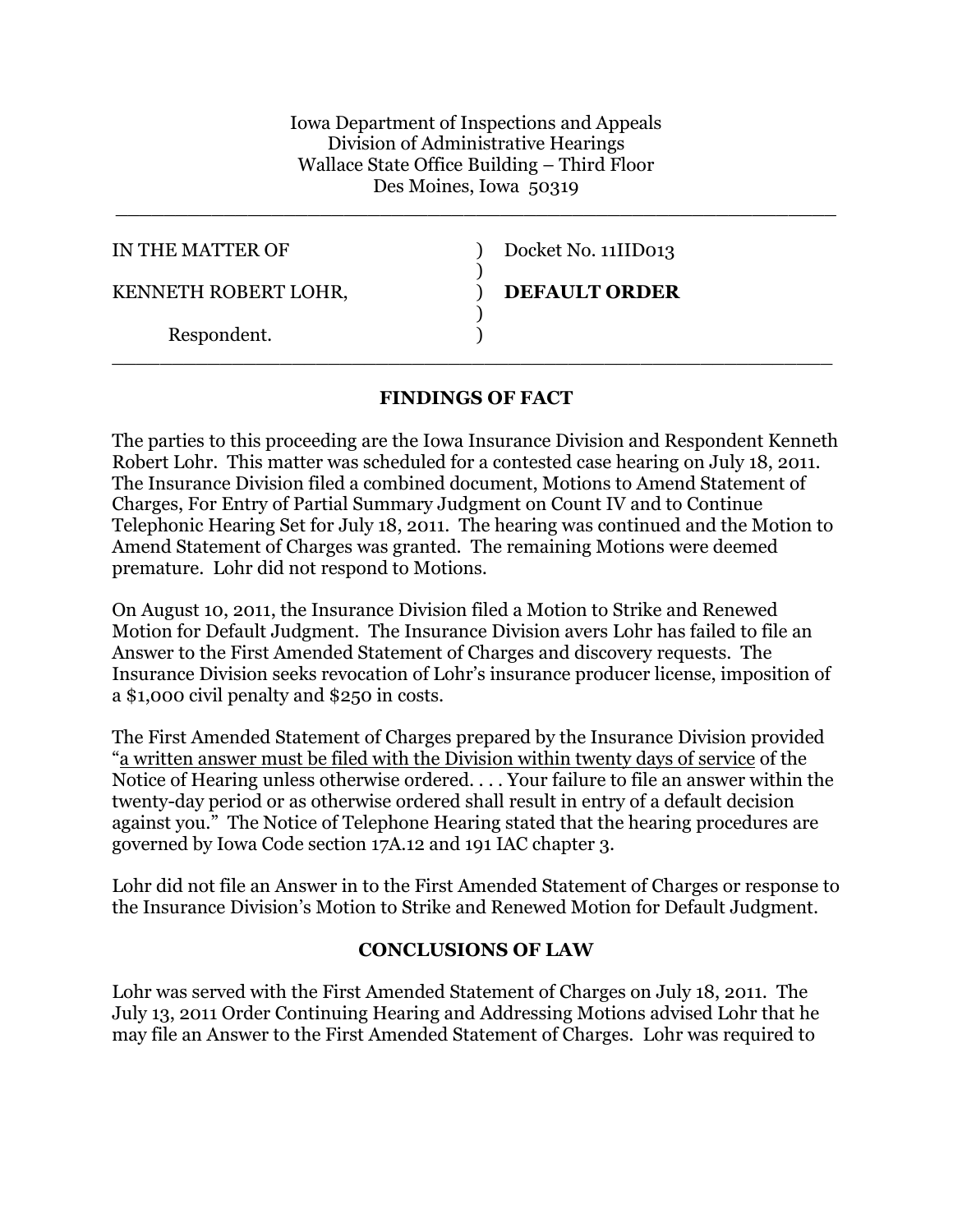Iowa Department of Inspections and Appeals
Division of Administrative Hearings
Wallace State Office Building – Third Floor
Des Moines, Iowa 50319

---

| | | |
|---|---|---|
| IN THE MATTER OF | ) | Docket No. 11IID013 |
| | ) | |
| KENNETH ROBERT LOHR, | ) | **DEFAULT ORDER** |
| | ) | |
| Respondent. | ) | |

---

## FINDINGS OF FACT

The parties to this proceeding are the Iowa Insurance Division and Respondent Kenneth Robert Lohr. This matter was scheduled for a contested case hearing on July 18, 2011. The Insurance Division filed a combined document, Motions to Amend Statement of Charges, For Entry of Partial Summary Judgment on Count IV and to Continue Telephonic Hearing Set for July 18, 2011. The hearing was continued and the Motion to Amend Statement of Charges was granted. The remaining Motions were deemed premature. Lohr did not respond to Motions.

On August 10, 2011, the Insurance Division filed a Motion to Strike and Renewed Motion for Default Judgment. The Insurance Division avers Lohr has failed to file an Answer to the First Amended Statement of Charges and discovery requests. The Insurance Division seeks revocation of Lohr's insurance producer license, imposition of a $1,000 civil penalty and $250 in costs.

The First Amended Statement of Charges prepared by the Insurance Division provided "a written answer must be filed with the Division within twenty days of service of the Notice of Hearing unless otherwise ordered. . . . Your failure to file an answer within the twenty-day period or as otherwise ordered shall result in entry of a default decision against you." The Notice of Telephone Hearing stated that the hearing procedures are governed by Iowa Code section 17A.12 and 191 IAC chapter 3.

Lohr did not file an Answer in to the First Amended Statement of Charges or response to the Insurance Division's Motion to Strike and Renewed Motion for Default Judgment.

## CONCLUSIONS OF LAW

Lohr was served with the First Amended Statement of Charges on July 18, 2011. The July 13, 2011 Order Continuing Hearing and Addressing Motions advised Lohr that he may file an Answer to the First Amended Statement of Charges. Lohr was required to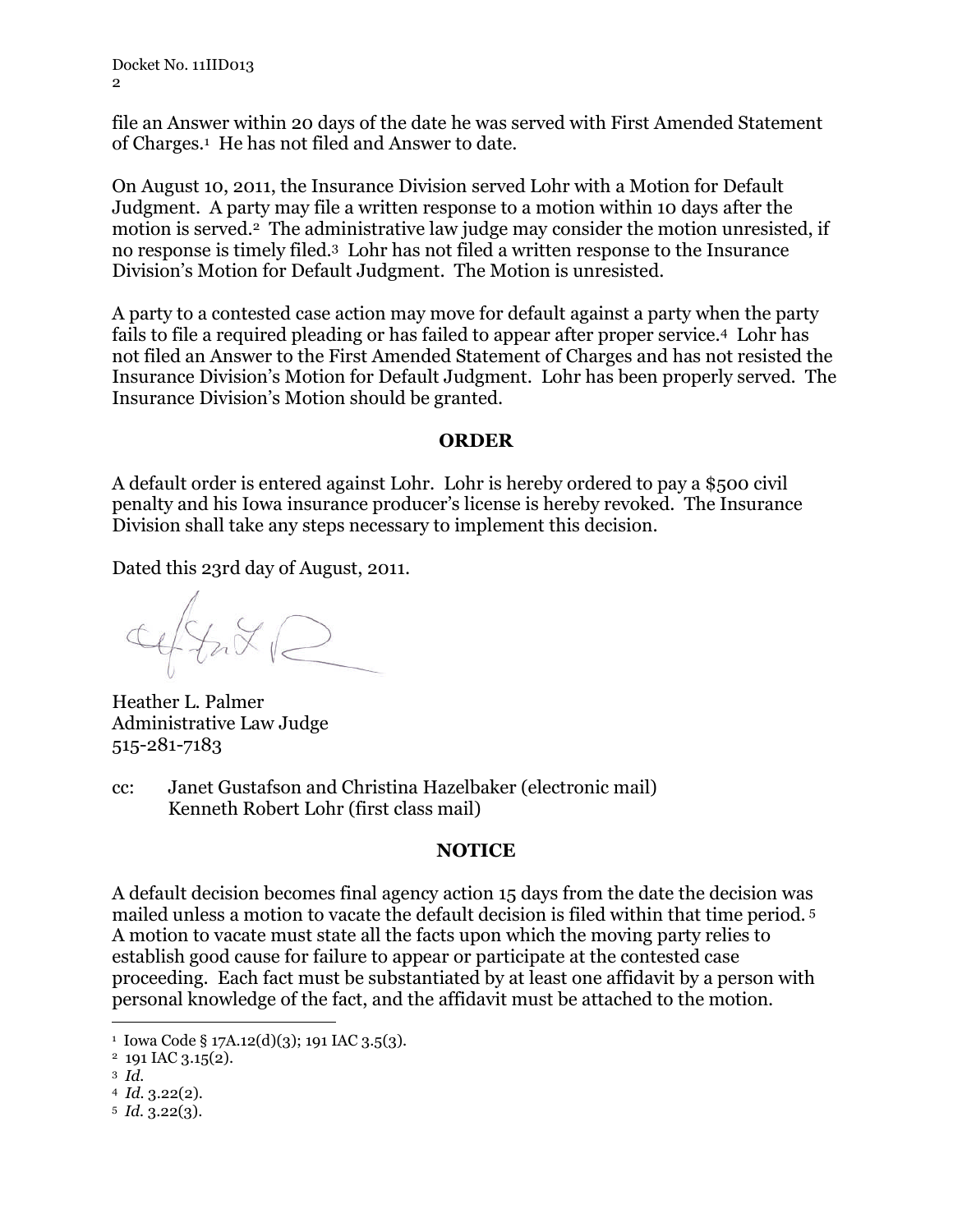file an Answer within 20 days of the date he was served with First Amended Statement of Charges.[1] He has not filed and Answer to date.

On August 10, 2011, the Insurance Division served Lohr with a Motion for Default Judgment. A party may file a written response to a motion within 10 days after the motion is served.[2] The administrative law judge may consider the motion unresisted, if no response is timely filed.[3] Lohr has not filed a written response to the Insurance Division's Motion for Default Judgment. The Motion is unresisted.

A party to a contested case action may move for default against a party when the party fails to file a required pleading or has failed to appear after proper service.[4] Lohr has not filed an Answer to the First Amended Statement of Charges and has not resisted the Insurance Division's Motion for Default Judgment. Lohr has been properly served. The Insurance Division's Motion should be granted.

## ORDER

A default order is entered against Lohr. Lohr is hereby ordered to pay a $500 civil penalty and his Iowa insurance producer's license is hereby revoked. The Insurance Division shall take any steps necessary to implement this decision.

Dated this 23rd day of August, 2011.

Heather L. Palmer
Administrative Law Judge
515-281-7183

cc: Janet Gustafson and Christina Hazelbaker (electronic mail)
Kenneth Robert Lohr (first class mail)

## NOTICE

A default decision becomes final agency action 15 days from the date the decision was mailed unless a motion to vacate the default decision is filed within that time period.[5] A motion to vacate must state all the facts upon which the moving party relies to establish good cause for failure to appear or participate at the contested case proceeding. Each fact must be substantiated by at least one affidavit by a person with personal knowledge of the fact, and the affidavit must be attached to the motion.

---

[1] Iowa Code § 17A.12(d)(3); 191 IAC 3.5(3).
[2] 191 IAC 3.15(2).
[3] *Id.*
[4] *Id.* 3.22(2).
[5] *Id.* 3.22(3).